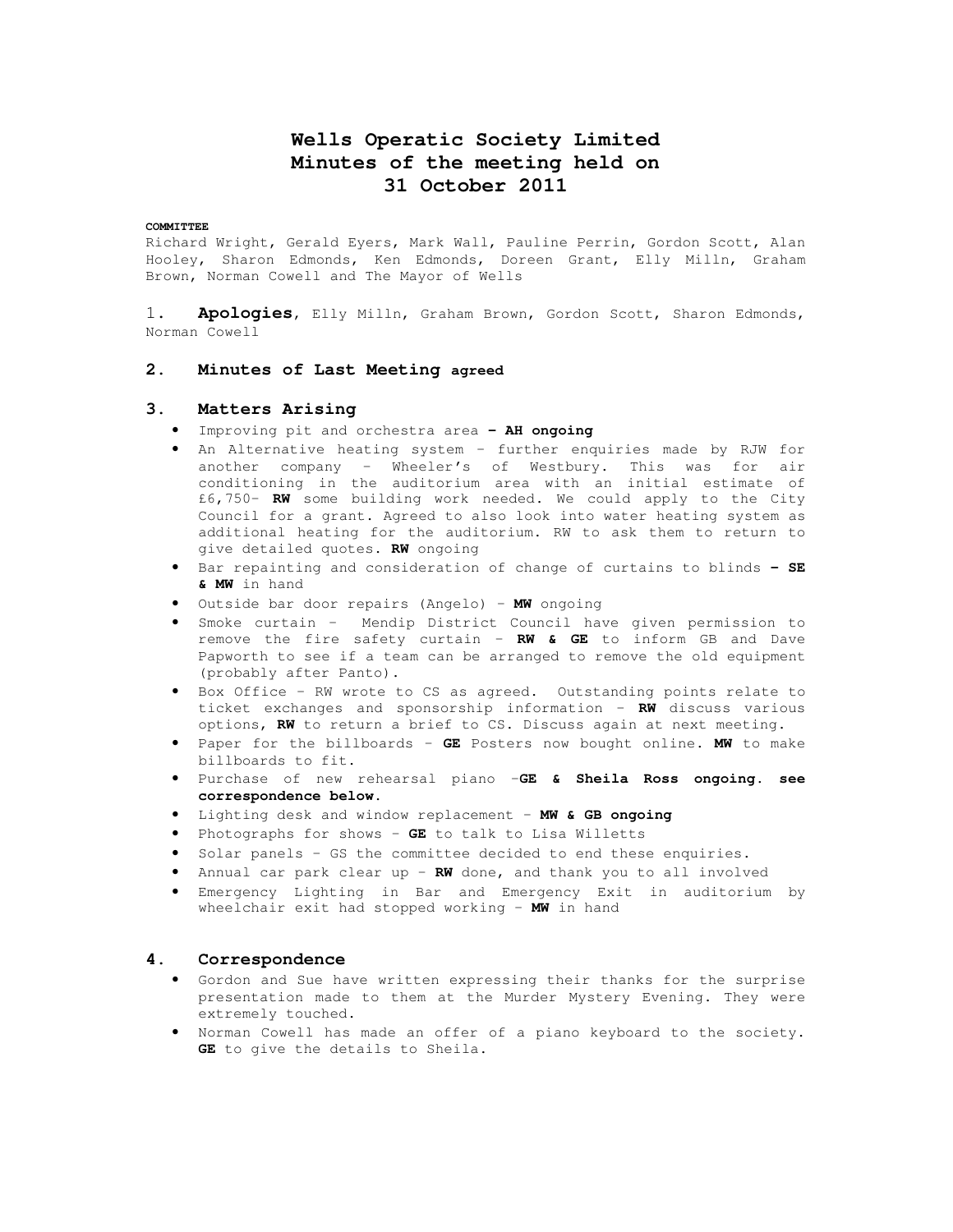# Wells Operatic Society Limited
# Minutes of the meeting held on
# 31 October 2011

**COMMITTEE**

Richard Wright, Gerald Eyers, Mark Wall, Pauline Perrin, Gordon Scott, Alan Hooley, Sharon Edmonds, Ken Edmonds, Doreen Grant, Elly Milln, Graham Brown, Norman Cowell and The Mayor of Wells

1. **Apologies**, Elly Milln, Graham Brown, Gordon Scott, Sharon Edmonds, Norman Cowell

## 2. Minutes of Last Meeting **agreed**

## 3. Matters Arising

- Improving pit and orchestra area **– AH ongoing**
- An Alternative heating system – further enquiries made by RJW for another company – Wheeler's of Westbury. This was for air conditioning in the auditorium area with an initial estimate of £6,750- **RW** some building work needed. We could apply to the City Council for a grant. Agreed to also look into water heating system as additional heating for the auditorium. RW to ask them to return to give detailed quotes. **RW** ongoing
- Bar repainting and consideration of change of curtains to blinds **– SE & MW** in hand
- Outside bar door repairs (Angelo) – **MW** ongoing
- Smoke curtain – Mendip District Council have given permission to remove the fire safety curtain – **RW & GE** to inform GB and Dave Papworth to see if a team can be arranged to remove the old equipment (probably after Panto).
- Box Office – RW wrote to CS as agreed. Outstanding points relate to ticket exchanges and sponsorship information – **RW** discuss various options, **RW** to return a brief to CS. Discuss again at next meeting.
- Paper for the billboards – **GE** Posters now bought online. **MW** to make billboards to fit.
- Purchase of new rehearsal piano –**GE & Sheila Ross ongoing. see correspondence below.**
- Lighting desk and window replacement – **MW & GB ongoing**
- Photographs for shows – **GE** to talk to Lisa Willetts
- Solar panels – GS the committee decided to end these enquiries.
- Annual car park clear up – **RW** done, and thank you to all involved
- Emergency Lighting in Bar and Emergency Exit in auditorium by wheelchair exit had stopped working – **MW** in hand

## 4. Correspondence

- Gordon and Sue have written expressing their thanks for the surprise presentation made to them at the Murder Mystery Evening. They were extremely touched.
- Norman Cowell has made an offer of a piano keyboard to the society. **GE** to give the details to Sheila.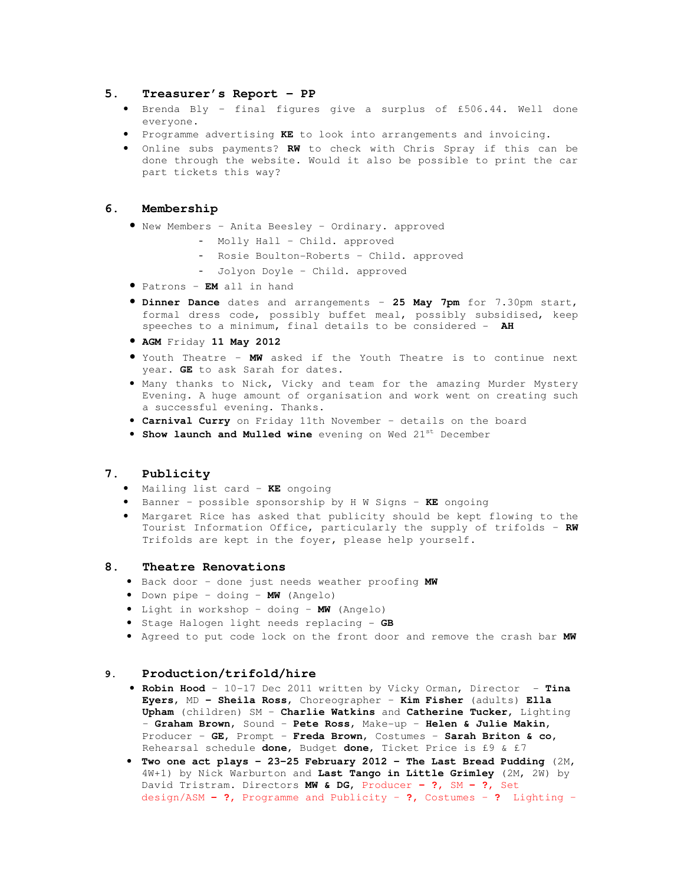## 5. Treasurer's Report – PP

- Brenda Bly – final figures give a surplus of £506.44. Well done everyone.
- Programme advertising **KE** to look into arrangements and invoicing.
- Online subs payments? **RW** to check with Chris Spray if this can be done through the website. Would it also be possible to print the car part tickets this way?

## 6. Membership

- New Members – Anita Beesley – Ordinary. approved
  - Molly Hall – Child. approved
  - Rosie Boulton-Roberts – Child. approved
  - Jolyon Doyle – Child. approved
- Patrons – **EM** all in hand
- **Dinner Dance** dates and arrangements – **25 May 7pm** for 7.30pm start, formal dress code, possibly buffet meal, possibly subsidised, keep speeches to a minimum, final details to be considered – **AH**
- **AGM** Friday **11 May 2012**
- Youth Theatre – **MW** asked if the Youth Theatre is to continue next year. **GE** to ask Sarah for dates.
- Many thanks to Nick, Vicky and team for the amazing Murder Mystery Evening. A huge amount of organisation and work went on creating such a successful evening. Thanks.
- **Carnival Curry** on Friday 11th November – details on the board
- **Show launch and Mulled wine** evening on Wed 21st December

## 7. Publicity

- Mailing list card – **KE** ongoing
- Banner – possible sponsorship by H W Signs – **KE** ongoing
- Margaret Rice has asked that publicity should be kept flowing to the Tourist Information Office, particularly the supply of trifolds – **RW** Trifolds are kept in the foyer, please help yourself.

## 8. Theatre Renovations

- Back door – done just needs weather proofing **MW**
- Down pipe – doing – **MW** (Angelo)
- Light in workshop – doing – **MW** (Angelo)
- Stage Halogen light needs replacing – **GB**
- Agreed to put code lock on the front door and remove the crash bar **MW**

## 9. Production/trifold/hire

- **Robin Hood** – 10-17 Dec 2011 written by Vicky Orman, Director – **Tina Eyers**, MD **– Sheila Ross**, Choreographer – **Kim Fisher** (adults) **Ella Upham** (children) SM – **Charlie Watkins** and **Catherine Tucker**, Lighting – **Graham Brown**, Sound – **Pete Ross**, Make-up – **Helen & Julie Makin**, Producer – **GE**, Prompt – **Freda Brown**, Costumes – **Sarah Briton & co**, Rehearsal schedule **done**, Budget **done**, Ticket Price is £9 & £7
- **Two one act plays – 23-25 February 2012 – The Last Bread Pudding** (2M, 4W+1) by Nick Warburton and **Last Tango in Little Grimley** (2M, 2W) by David Tristram. Directors **MW & DG**, Producer **– ?**, SM **– ?**, Set design/ASM **– ?**, Programme and Publicity – **?**, Costumes – **?** Lighting –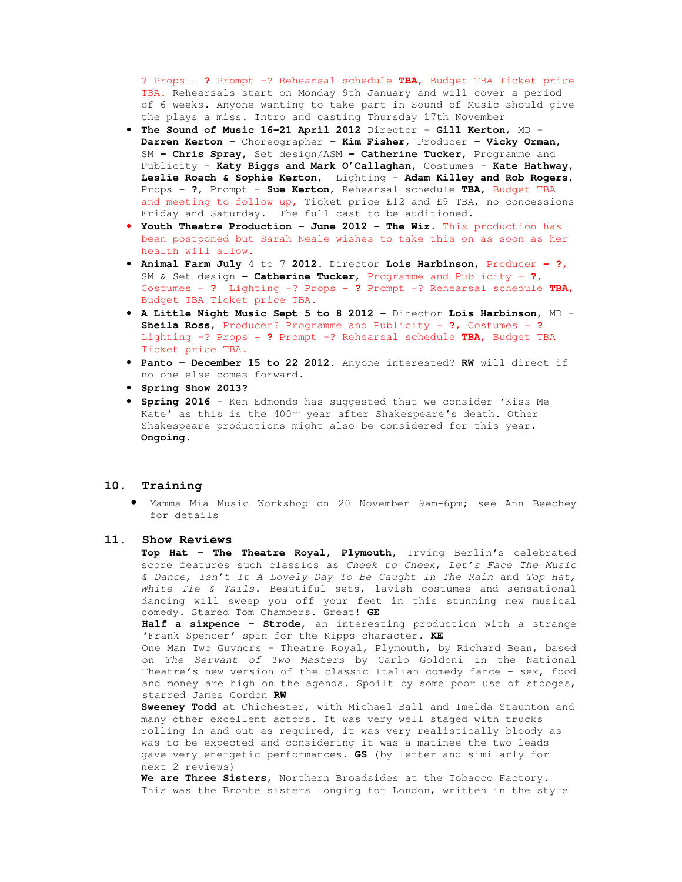? Props – **?** Prompt –? Rehearsal schedule **TBA**, Budget TBA Ticket price TBA. Rehearsals start on Monday 9th January and will cover a period of 6 weeks. Anyone wanting to take part in Sound of Music should give the plays a miss. Intro and casting Thursday 17th November

- **The Sound of Music 16-21 April 2012** Director – **Gill Kerton**, MD – **Darren Kerton –** Choreographer **– Kim Fisher**, Producer **– Vicky Orman**, SM **– Chris Spray**, Set design/ASM **– Catherine Tucker**, Programme and Publicity – **Katy Biggs and Mark O'Callaghan**, Costumes – **Kate Hathway, Leslie Roach & Sophie Kerton**, Lighting – **Adam Killey and Rob Rogers**, Props – **?**, Prompt – **Sue Kerton**, Rehearsal schedule **TBA**, Budget TBA and meeting to follow up, Ticket price £12 and £9 TBA, no concessions Friday and Saturday. The full cast to be auditioned.
- **Youth Theatre Production – June 2012 – The Wiz.** This production has been postponed but Sarah Neale wishes to take this on as soon as her health will allow.
- **Animal Farm July** 4 to 7 **2012.** Director **Lois Harbinson,** Producer **– ?,** SM & Set design **– Catherine Tucker,** Programme and Publicity – **?,** Costumes – **?** Lighting –? Props – **?** Prompt –? Rehearsal schedule **TBA,** Budget TBA Ticket price TBA.
- **A Little Night Music Sept 5 to 8 2012 –** Director **Lois Harbinson,** MD – **Sheila Ross,** Producer? Programme and Publicity – **?,** Costumes – **?** Lighting –? Props – **?** Prompt –? Rehearsal schedule **TBA,** Budget TBA Ticket price TBA.
- **Panto – December 15 to 22 2012.** Anyone interested? **RW** will direct if no one else comes forward.
- **Spring Show 2013?**
- **Spring 2016** – Ken Edmonds has suggested that we consider 'Kiss Me Kate' as this is the 400th year after Shakespeare's death. Other Shakespeare productions might also be considered for this year. **Ongoing.**

## 10. Training

- Mamma Mia Music Workshop on 20 November 9am-6pm; see Ann Beechey for details

## 11. Show Reviews

**Top Hat – The Theatre Royal, Plymouth,** Irving Berlin's celebrated score features such classics as *Cheek to Cheek*, *Let's Face The Music & Dance*, *Isn't It A Lovely Day To Be Caught In The Rain* and *Top Hat, White Tie & Tails*. Beautiful sets, lavish costumes and sensational dancing will sweep you off your feet in this stunning new musical comedy. Stared Tom Chambers. Great! **GE**

**Half a sixpence – Strode,** an interesting production with a strange 'Frank Spencer' spin for the Kipps character. **KE**

One Man Two Guvnors – Theatre Royal, Plymouth, by Richard Bean, based on *The Servant of Two Masters* by Carlo Goldoni in the National Theatre's new version of the classic Italian comedy farce – sex, food and money are high on the agenda. Spoilt by some poor use of stooges, starred James Cordon **RW**

**Sweeney Todd** at Chichester, with Michael Ball and Imelda Staunton and many other excellent actors. It was very well staged with trucks rolling in and out as required, it was very realistically bloody as was to be expected and considering it was a matinee the two leads gave very energetic performances. **GS** (by letter and similarly for next 2 reviews)

**We are Three Sisters,** Northern Broadsides at the Tobacco Factory. This was the Bronte sisters longing for London, written in the style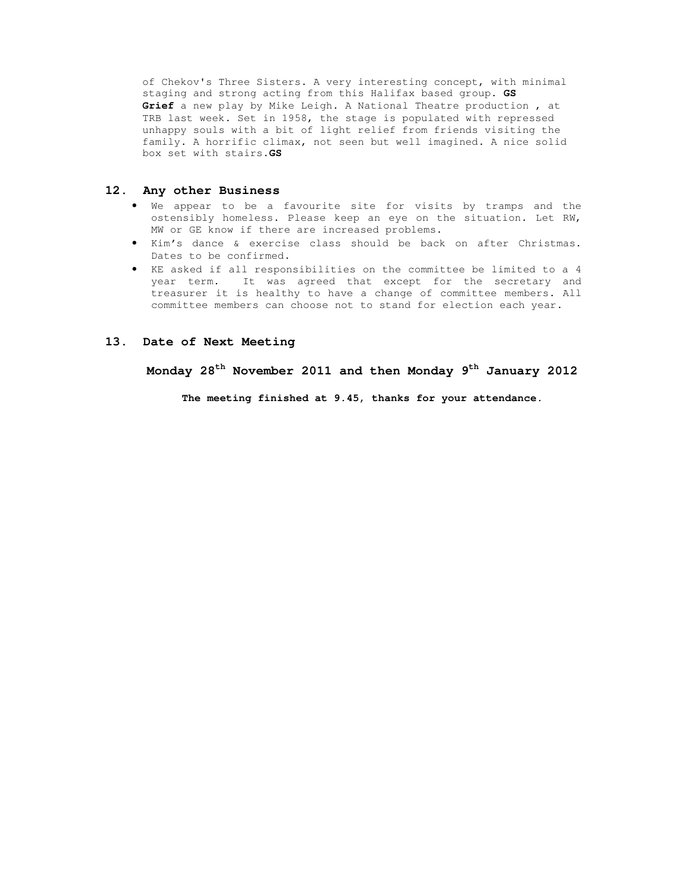of Chekov's Three Sisters. A very interesting concept, with minimal staging and strong acting from this Halifax based group. **GS**
**Grief** a new play by Mike Leigh. A National Theatre production , at TRB last week. Set in 1958, the stage is populated with repressed unhappy souls with a bit of light relief from friends visiting the family. A horrific climax, not seen but well imagined. A nice solid box set with stairs.**GS**

## 12. Any other Business

- We appear to be a favourite site for visits by tramps and the ostensibly homeless. Please keep an eye on the situation. Let RW, MW or GE know if there are increased problems.
- Kim's dance & exercise class should be back on after Christmas. Dates to be confirmed.
- KE asked if all responsibilities on the committee be limited to a 4 year term. It was agreed that except for the secretary and treasurer it is healthy to have a change of committee members. All committee members can choose not to stand for election each year.

## 13. Date of Next Meeting

**Monday 28th November 2011 and then Monday 9th January 2012**

**The meeting finished at 9.45, thanks for your attendance.**